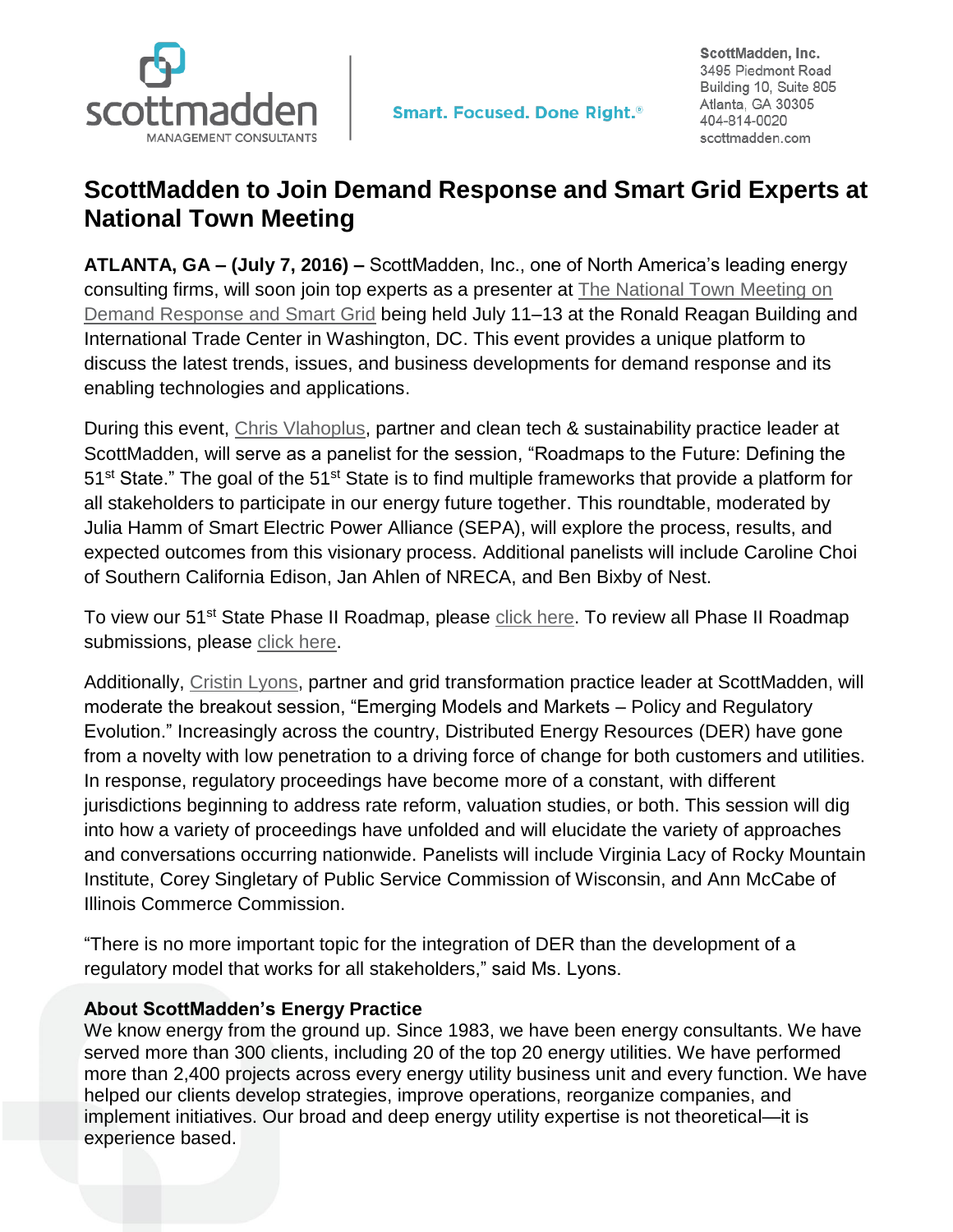scottmadden
MANAGEMENT CONSULTANTS

Smart. Focused. Done Right.®

ScottMadden, Inc.
3495 Piedmont Road
Building 10, Suite 805
Atlanta, GA 30305
404-814-0020
scottmadden.com

# ScottMadden to Join Demand Response and Smart Grid Experts at National Town Meeting

**ATLANTA, GA – (July 7, 2016) –** ScottMadden, Inc., one of North America's leading energy consulting firms, will soon join top experts as a presenter at The National Town Meeting on Demand Response and Smart Grid being held July 11–13 at the Ronald Reagan Building and International Trade Center in Washington, DC. This event provides a unique platform to discuss the latest trends, issues, and business developments for demand response and its enabling technologies and applications.

During this event, Chris Vlahoplus, partner and clean tech & sustainability practice leader at ScottMadden, will serve as a panelist for the session, "Roadmaps to the Future: Defining the 51st State." The goal of the 51st State is to find multiple frameworks that provide a platform for all stakeholders to participate in our energy future together. This roundtable, moderated by Julia Hamm of Smart Electric Power Alliance (SEPA), will explore the process, results, and expected outcomes from this visionary process. Additional panelists will include Caroline Choi of Southern California Edison, Jan Ahlen of NRECA, and Ben Bixby of Nest.

To view our 51st State Phase II Roadmap, please click here. To review all Phase II Roadmap submissions, please click here.

Additionally, Cristin Lyons, partner and grid transformation practice leader at ScottMadden, will moderate the breakout session, "Emerging Models and Markets – Policy and Regulatory Evolution." Increasingly across the country, Distributed Energy Resources (DER) have gone from a novelty with low penetration to a driving force of change for both customers and utilities. In response, regulatory proceedings have become more of a constant, with different jurisdictions beginning to address rate reform, valuation studies, or both. This session will dig into how a variety of proceedings have unfolded and will elucidate the variety of approaches and conversations occurring nationwide. Panelists will include Virginia Lacy of Rocky Mountain Institute, Corey Singletary of Public Service Commission of Wisconsin, and Ann McCabe of Illinois Commerce Commission.

"There is no more important topic for the integration of DER than the development of a regulatory model that works for all stakeholders," said Ms. Lyons.

**About ScottMadden's Energy Practice**

We know energy from the ground up. Since 1983, we have been energy consultants. We have served more than 300 clients, including 20 of the top 20 energy utilities. We have performed more than 2,400 projects across every energy utility business unit and every function. We have helped our clients develop strategies, improve operations, reorganize companies, and implement initiatives. Our broad and deep energy utility expertise is not theoretical—it is experience based.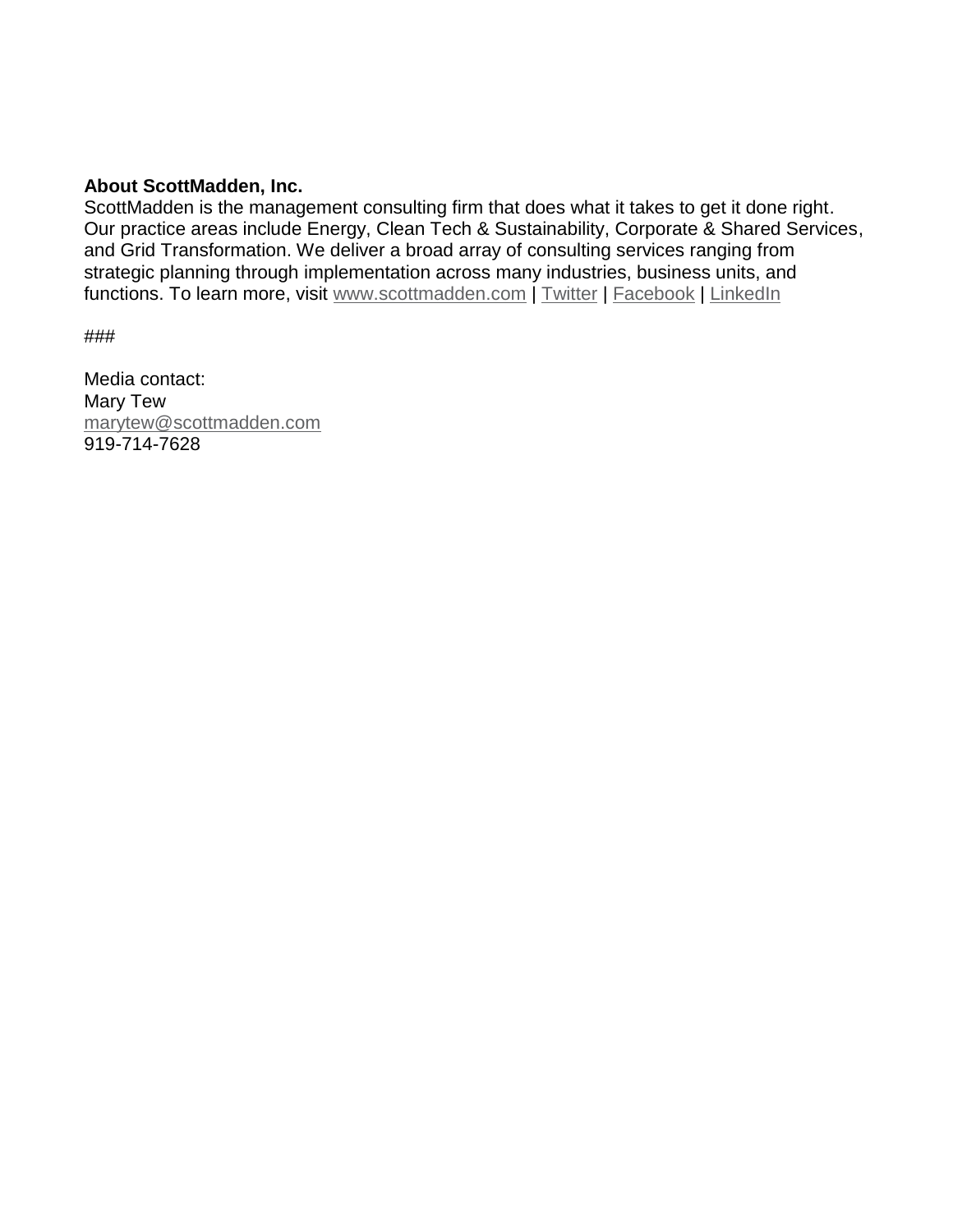**About ScottMadden, Inc.**
ScottMadden is the management consulting firm that does what it takes to get it done right. Our practice areas include Energy, Clean Tech & Sustainability, Corporate & Shared Services, and Grid Transformation. We deliver a broad array of consulting services ranging from strategic planning through implementation across many industries, business units, and functions. To learn more, visit www.scottmadden.com | Twitter | Facebook | LinkedIn

###

Media contact:
Mary Tew
marytew@scottmadden.com
919-714-7628